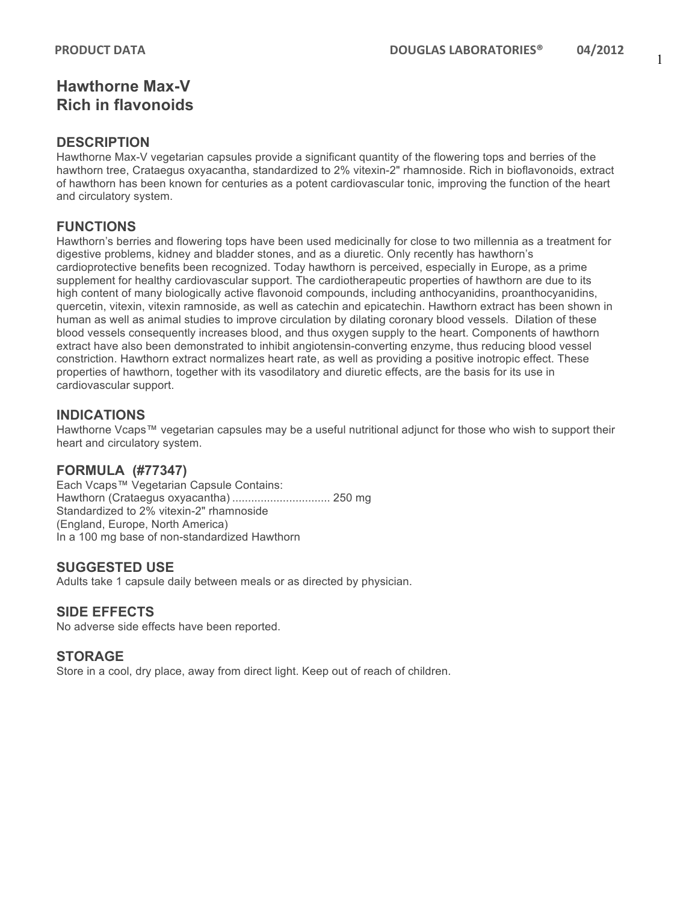# Hawthorne Max-V
# Rich in flavonoids

## DESCRIPTION

Hawthorne Max-V vegetarian capsules provide a significant quantity of the flowering tops and berries of the hawthorn tree, Crataegus oxyacantha, standardized to 2% vitexin-2" rhamnoside. Rich in bioflavonoids, extract of hawthorn has been known for centuries as a potent cardiovascular tonic, improving the function of the heart and circulatory system.

## FUNCTIONS

Hawthorn's berries and flowering tops have been used medicinally for close to two millennia as a treatment for digestive problems, kidney and bladder stones, and as a diuretic. Only recently has hawthorn's cardioprotective benefits been recognized. Today hawthorn is perceived, especially in Europe, as a prime supplement for healthy cardiovascular support. The cardiotherapeutic properties of hawthorn are due to its high content of many biologically active flavonoid compounds, including anthocyanidins, proanthocyanidins, quercetin, vitexin, vitexin ramnoside, as well as catechin and epicatechin. Hawthorn extract has been shown in human as well as animal studies to improve circulation by dilating coronary blood vessels. Dilation of these blood vessels consequently increases blood, and thus oxygen supply to the heart. Components of hawthorn extract have also been demonstrated to inhibit angiotensin-converting enzyme, thus reducing blood vessel constriction. Hawthorn extract normalizes heart rate, as well as providing a positive inotropic effect. These properties of hawthorn, together with its vasodilatory and diuretic effects, are the basis for its use in cardiovascular support.

## INDICATIONS

Hawthorne Vcaps™ vegetarian capsules may be a useful nutritional adjunct for those who wish to support their heart and circulatory system.

## FORMULA (#77347)

Each Vcaps™ Vegetarian Capsule Contains:
Hawthorn (Crataegus oxyacantha) .............................. 250 mg
Standardized to 2% vitexin-2" rhamnoside
(England, Europe, North America)
In a 100 mg base of non-standardized Hawthorn

## SUGGESTED USE

Adults take 1 capsule daily between meals or as directed by physician.

## SIDE EFFECTS

No adverse side effects have been reported.

## STORAGE

Store in a cool, dry place, away from direct light. Keep out of reach of children.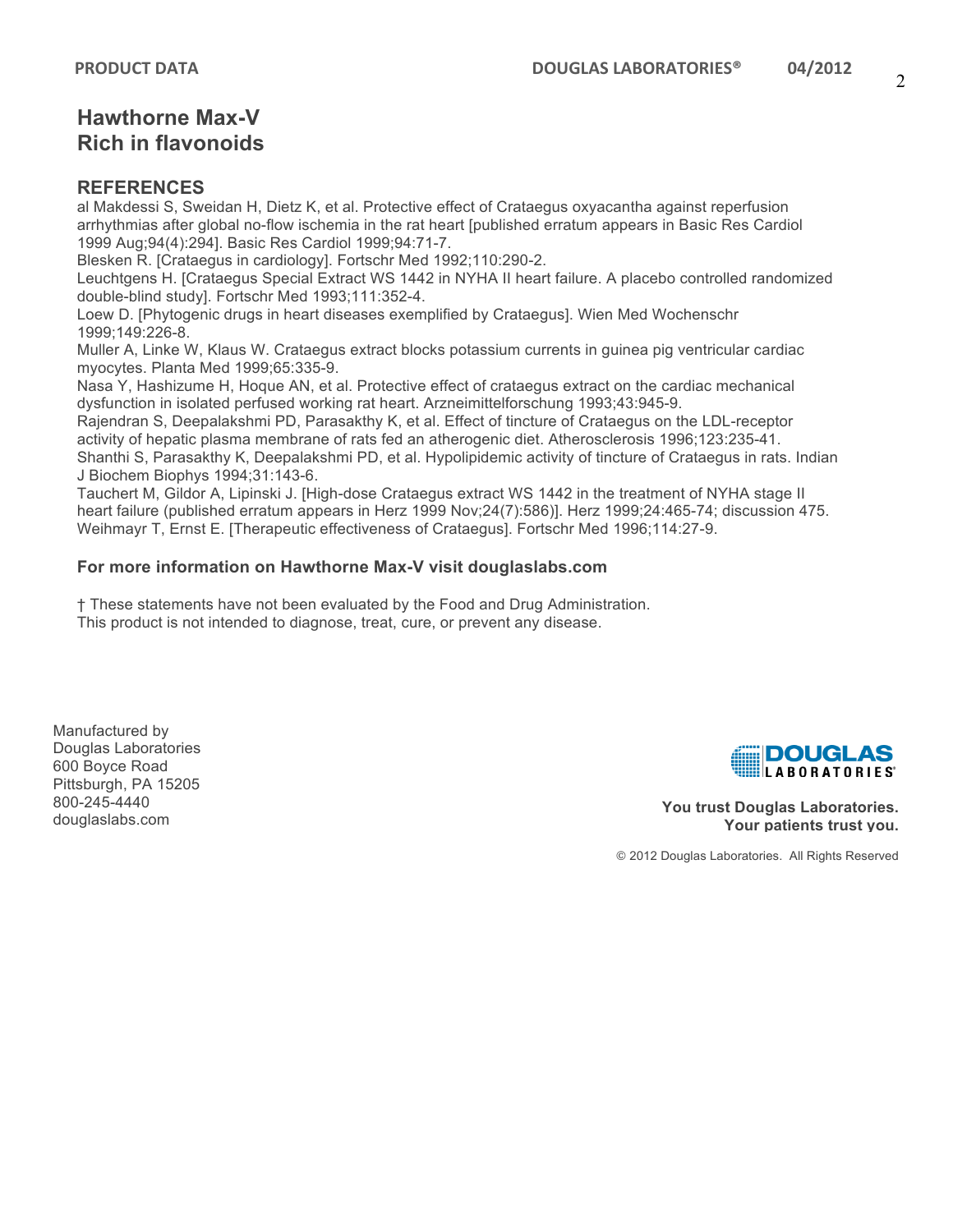# Hawthorne Max-V
# Rich in flavonoids

## REFERENCES

al Makdessi S, Sweidan H, Dietz K, et al. Protective effect of Crataegus oxyacantha against reperfusion arrhythmias after global no-flow ischemia in the rat heart [published erratum appears in Basic Res Cardiol 1999 Aug;94(4):294]. Basic Res Cardiol 1999;94:71-7.

Blesken R. [Crataegus in cardiology]. Fortschr Med 1992;110:290-2.

Leuchtgens H. [Crataegus Special Extract WS 1442 in NYHA II heart failure. A placebo controlled randomized double-blind study]. Fortschr Med 1993;111:352-4.

Loew D. [Phytogenic drugs in heart diseases exemplified by Crataegus]. Wien Med Wochenschr 1999;149:226-8.

Muller A, Linke W, Klaus W. Crataegus extract blocks potassium currents in guinea pig ventricular cardiac myocytes. Planta Med 1999;65:335-9.

Nasa Y, Hashizume H, Hoque AN, et al. Protective effect of crataegus extract on the cardiac mechanical dysfunction in isolated perfused working rat heart. Arzneimittelforschung 1993;43:945-9.

Rajendran S, Deepalakshmi PD, Parasakthy K, et al. Effect of tincture of Crataegus on the LDL-receptor activity of hepatic plasma membrane of rats fed an atherogenic diet. Atherosclerosis 1996;123:235-41.

Shanthi S, Parasakthy K, Deepalakshmi PD, et al. Hypolipidemic activity of tincture of Crataegus in rats. Indian J Biochem Biophys 1994;31:143-6.

Tauchert M, Gildor A, Lipinski J. [High-dose Crataegus extract WS 1442 in the treatment of NYHA stage II heart failure (published erratum appears in Herz 1999 Nov;24(7):586)]. Herz 1999;24:465-74; discussion 475.

Weihmayr T, Ernst E. [Therapeutic effectiveness of Crataegus]. Fortschr Med 1996;114:27-9.

**For more information on Hawthorne Max-V visit douglaslabs.com**

† These statements have not been evaluated by the Food and Drug Administration.
This product is not intended to diagnose, treat, cure, or prevent any disease.

Manufactured by
Douglas Laboratories
600 Boyce Road
Pittsburgh, PA 15205
800-245-4440
douglaslabs.com

DOUGLAS LABORATORIES®

**You trust Douglas Laboratories.
Your patients trust you.**

© 2012 Douglas Laboratories. All Rights Reserved